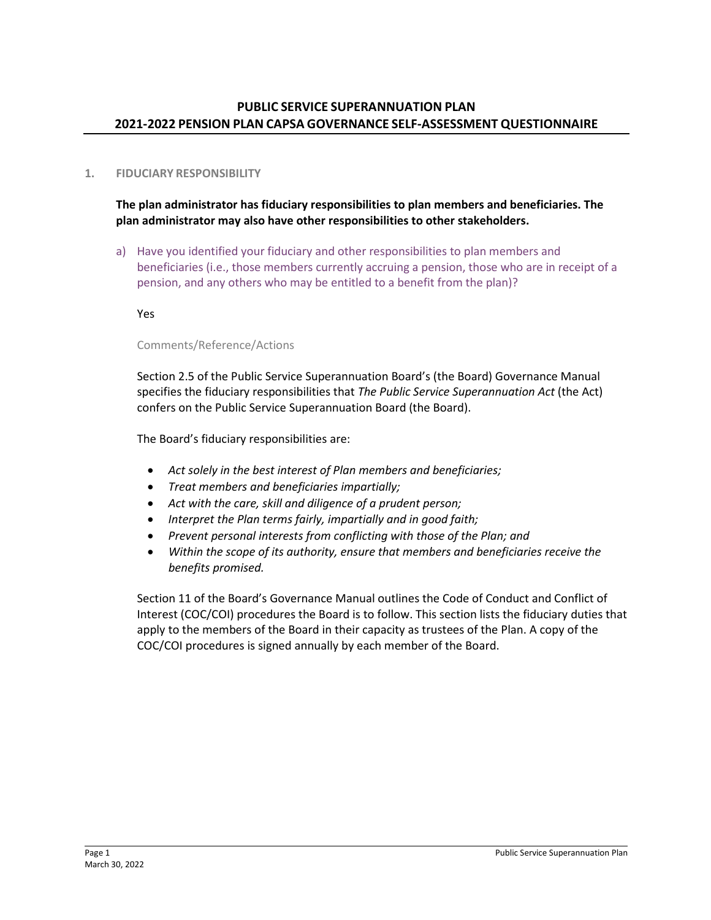# PUBLIC SERVICE SUPERANNUATION PLAN
# 2021-2022 PENSION PLAN CAPSA GOVERNANCE SELF-ASSESSMENT QUESTIONNAIRE

## 1. FIDUCIARY RESPONSIBILITY

**The plan administrator has fiduciary responsibilities to plan members and beneficiaries. The plan administrator may also have other responsibilities to other stakeholders.**

a) Have you identified your fiduciary and other responsibilities to plan members and beneficiaries (i.e., those members currently accruing a pension, those who are in receipt of a pension, and any others who may be entitled to a benefit from the plan)?

Yes

Comments/Reference/Actions

Section 2.5 of the Public Service Superannuation Board's (the Board) Governance Manual specifies the fiduciary responsibilities that *The Public Service Superannuation Act* (the Act) confers on the Public Service Superannuation Board (the Board).

The Board's fiduciary responsibilities are:

- *Act solely in the best interest of Plan members and beneficiaries;*
- *Treat members and beneficiaries impartially;*
- *Act with the care, skill and diligence of a prudent person;*
- *Interpret the Plan terms fairly, impartially and in good faith;*
- *Prevent personal interests from conflicting with those of the Plan; and*
- *Within the scope of its authority, ensure that members and beneficiaries receive the benefits promised.*

Section 11 of the Board's Governance Manual outlines the Code of Conduct and Conflict of Interest (COC/COI) procedures the Board is to follow. This section lists the fiduciary duties that apply to the members of the Board in their capacity as trustees of the Plan. A copy of the COC/COI procedures is signed annually by each member of the Board.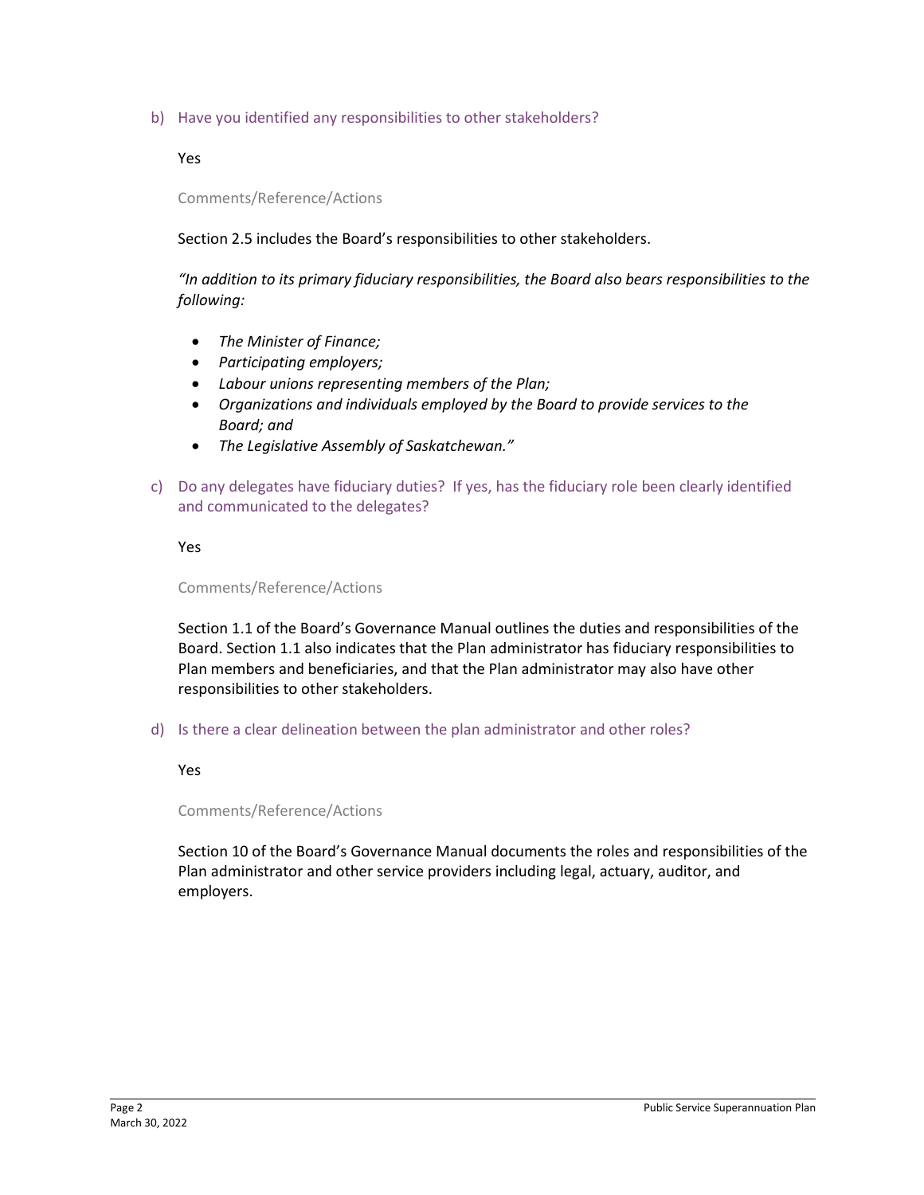b) Have you identified any responsibilities to other stakeholders?

Yes

Comments/Reference/Actions

Section 2.5 includes the Board's responsibilities to other stakeholders.

*"In addition to its primary fiduciary responsibilities, the Board also bears responsibilities to the following:*

- *The Minister of Finance;*
- *Participating employers;*
- *Labour unions representing members of the Plan;*
- *Organizations and individuals employed by the Board to provide services to the Board; and*
- *The Legislative Assembly of Saskatchewan."*

c) Do any delegates have fiduciary duties? If yes, has the fiduciary role been clearly identified and communicated to the delegates?

Yes

Comments/Reference/Actions

Section 1.1 of the Board's Governance Manual outlines the duties and responsibilities of the Board. Section 1.1 also indicates that the Plan administrator has fiduciary responsibilities to Plan members and beneficiaries, and that the Plan administrator may also have other responsibilities to other stakeholders.

d) Is there a clear delineation between the plan administrator and other roles?

Yes

Comments/Reference/Actions

Section 10 of the Board's Governance Manual documents the roles and responsibilities of the Plan administrator and other service providers including legal, actuary, auditor, and employers.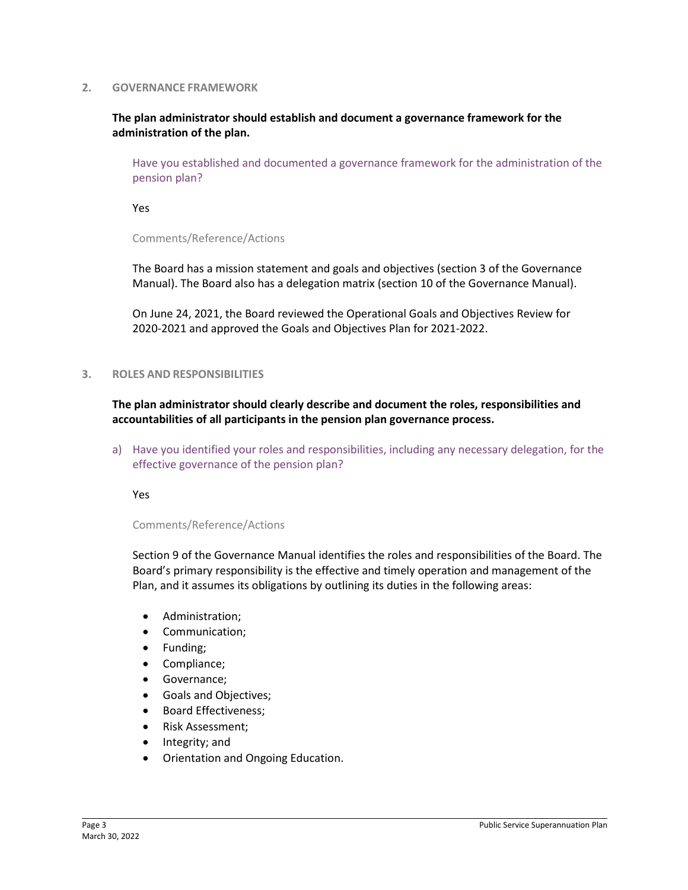## 2. GOVERNANCE FRAMEWORK

**The plan administrator should establish and document a governance framework for the administration of the plan.**

Have you established and documented a governance framework for the administration of the pension plan?

Yes

Comments/Reference/Actions

The Board has a mission statement and goals and objectives (section 3 of the Governance Manual). The Board also has a delegation matrix (section 10 of the Governance Manual).

On June 24, 2021, the Board reviewed the Operational Goals and Objectives Review for 2020-2021 and approved the Goals and Objectives Plan for 2021-2022.

## 3. ROLES AND RESPONSIBILITIES

**The plan administrator should clearly describe and document the roles, responsibilities and accountabilities of all participants in the pension plan governance process.**

a) Have you identified your roles and responsibilities, including any necessary delegation, for the effective governance of the pension plan?

Yes

Comments/Reference/Actions

Section 9 of the Governance Manual identifies the roles and responsibilities of the Board. The Board's primary responsibility is the effective and timely operation and management of the Plan, and it assumes its obligations by outlining its duties in the following areas:

- Administration;
- Communication;
- Funding;
- Compliance;
- Governance;
- Goals and Objectives;
- Board Effectiveness;
- Risk Assessment;
- Integrity; and
- Orientation and Ongoing Education.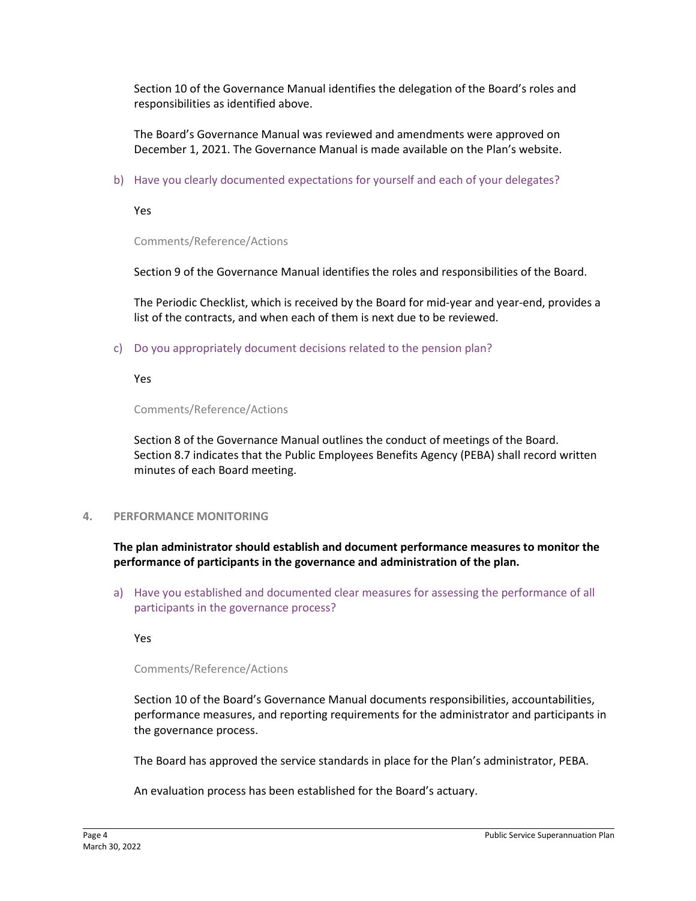Section 10 of the Governance Manual identifies the delegation of the Board's roles and responsibilities as identified above.

The Board's Governance Manual was reviewed and amendments were approved on December 1, 2021. The Governance Manual is made available on the Plan's website.

b) Have you clearly documented expectations for yourself and each of your delegates?

Yes

Comments/Reference/Actions

Section 9 of the Governance Manual identifies the roles and responsibilities of the Board.

The Periodic Checklist, which is received by the Board for mid-year and year-end, provides a list of the contracts, and when each of them is next due to be reviewed.

c) Do you appropriately document decisions related to the pension plan?

Yes

Comments/Reference/Actions

Section 8 of the Governance Manual outlines the conduct of meetings of the Board. Section 8.7 indicates that the Public Employees Benefits Agency (PEBA) shall record written minutes of each Board meeting.

## 4. PERFORMANCE MONITORING

**The plan administrator should establish and document performance measures to monitor the performance of participants in the governance and administration of the plan.**

a) Have you established and documented clear measures for assessing the performance of all participants in the governance process?

Yes

Comments/Reference/Actions

Section 10 of the Board's Governance Manual documents responsibilities, accountabilities, performance measures, and reporting requirements for the administrator and participants in the governance process.

The Board has approved the service standards in place for the Plan's administrator, PEBA.

An evaluation process has been established for the Board's actuary.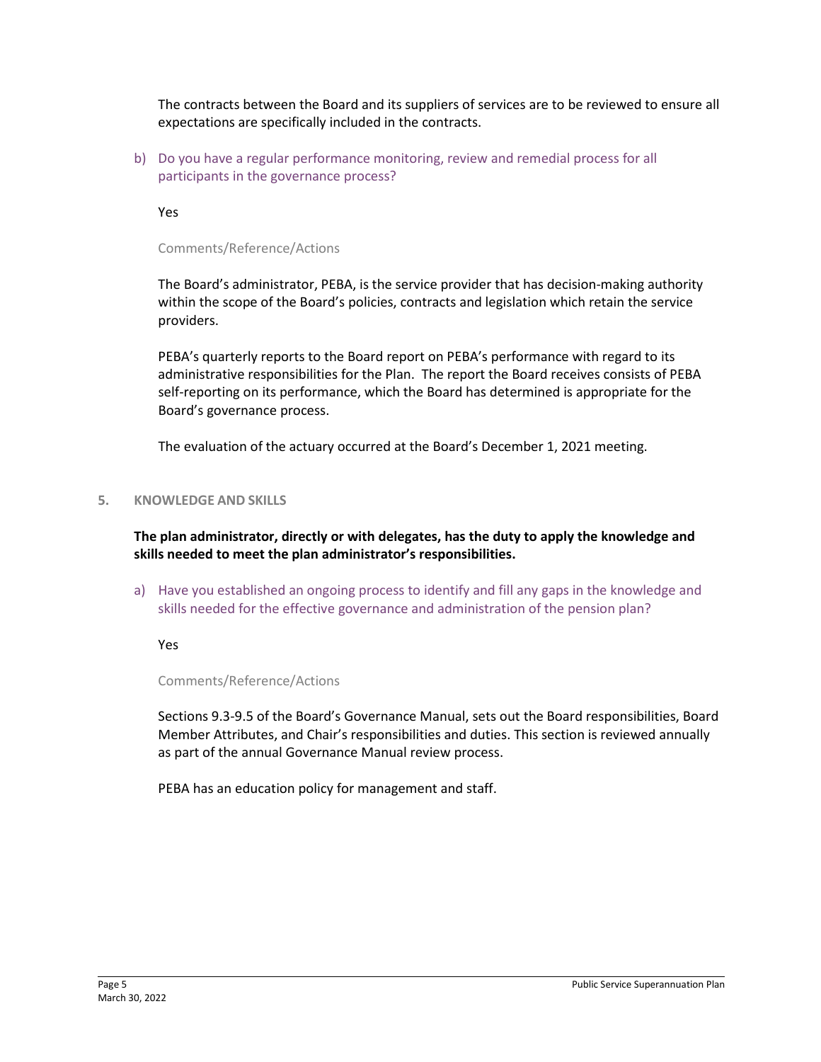The contracts between the Board and its suppliers of services are to be reviewed to ensure all expectations are specifically included in the contracts.

b) Do you have a regular performance monitoring, review and remedial process for all participants in the governance process?

Yes

Comments/Reference/Actions

The Board's administrator, PEBA, is the service provider that has decision-making authority within the scope of the Board's policies, contracts and legislation which retain the service providers.

PEBA's quarterly reports to the Board report on PEBA's performance with regard to its administrative responsibilities for the Plan. The report the Board receives consists of PEBA self-reporting on its performance, which the Board has determined is appropriate for the Board's governance process.

The evaluation of the actuary occurred at the Board's December 1, 2021 meeting.

## 5. KNOWLEDGE AND SKILLS

**The plan administrator, directly or with delegates, has the duty to apply the knowledge and skills needed to meet the plan administrator's responsibilities.**

a) Have you established an ongoing process to identify and fill any gaps in the knowledge and skills needed for the effective governance and administration of the pension plan?

Yes

Comments/Reference/Actions

Sections 9.3-9.5 of the Board's Governance Manual, sets out the Board responsibilities, Board Member Attributes, and Chair's responsibilities and duties. This section is reviewed annually as part of the annual Governance Manual review process.

PEBA has an education policy for management and staff.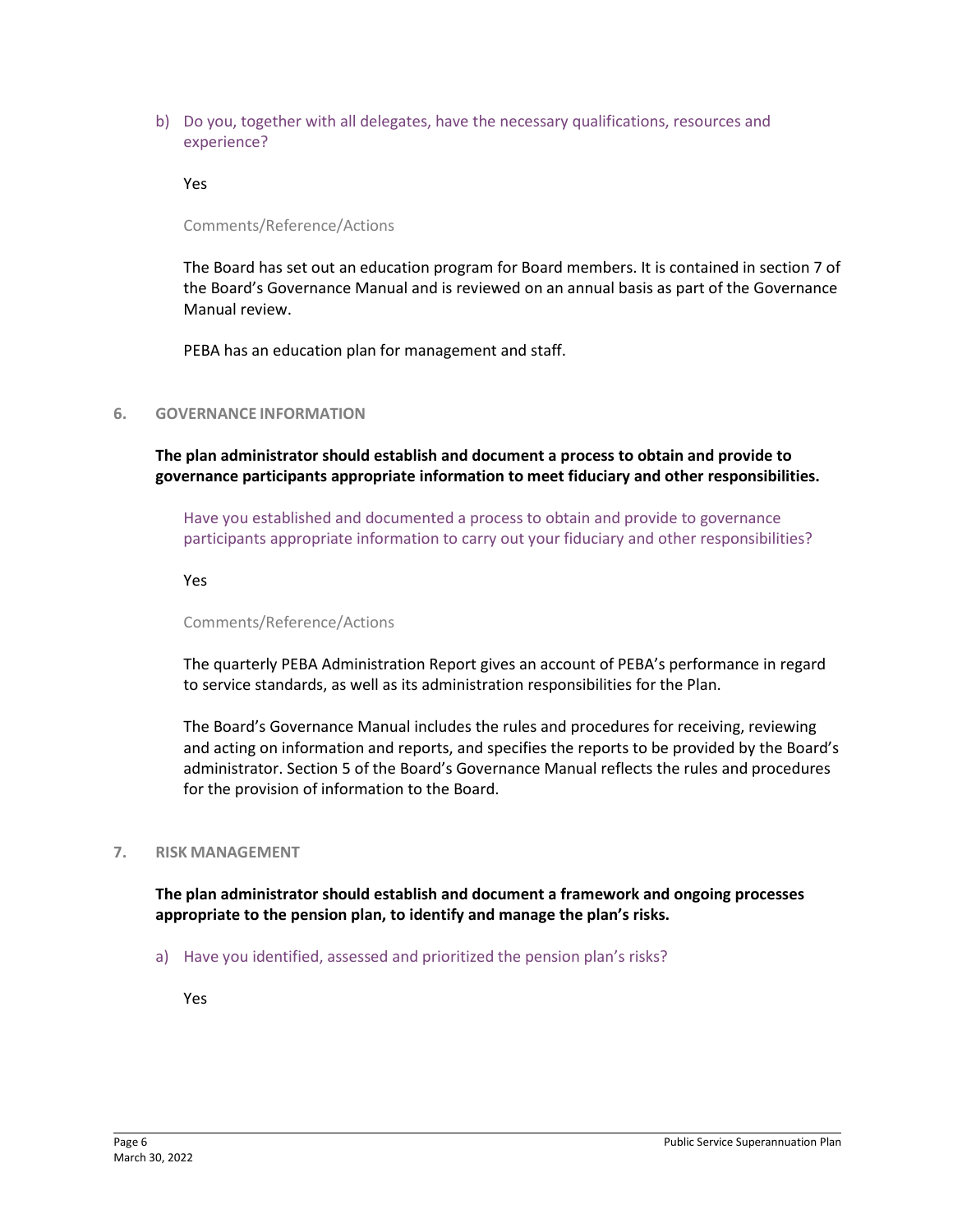b) Do you, together with all delegates, have the necessary qualifications, resources and experience?

Yes

Comments/Reference/Actions

The Board has set out an education program for Board members. It is contained in section 7 of the Board's Governance Manual and is reviewed on an annual basis as part of the Governance Manual review.

PEBA has an education plan for management and staff.

## 6. GOVERNANCE INFORMATION

**The plan administrator should establish and document a process to obtain and provide to governance participants appropriate information to meet fiduciary and other responsibilities.**

Have you established and documented a process to obtain and provide to governance participants appropriate information to carry out your fiduciary and other responsibilities?

Yes

Comments/Reference/Actions

The quarterly PEBA Administration Report gives an account of PEBA's performance in regard to service standards, as well as its administration responsibilities for the Plan.

The Board's Governance Manual includes the rules and procedures for receiving, reviewing and acting on information and reports, and specifies the reports to be provided by the Board's administrator. Section 5 of the Board's Governance Manual reflects the rules and procedures for the provision of information to the Board.

## 7. RISK MANAGEMENT

**The plan administrator should establish and document a framework and ongoing processes appropriate to the pension plan, to identify and manage the plan's risks.**

a) Have you identified, assessed and prioritized the pension plan's risks?

Yes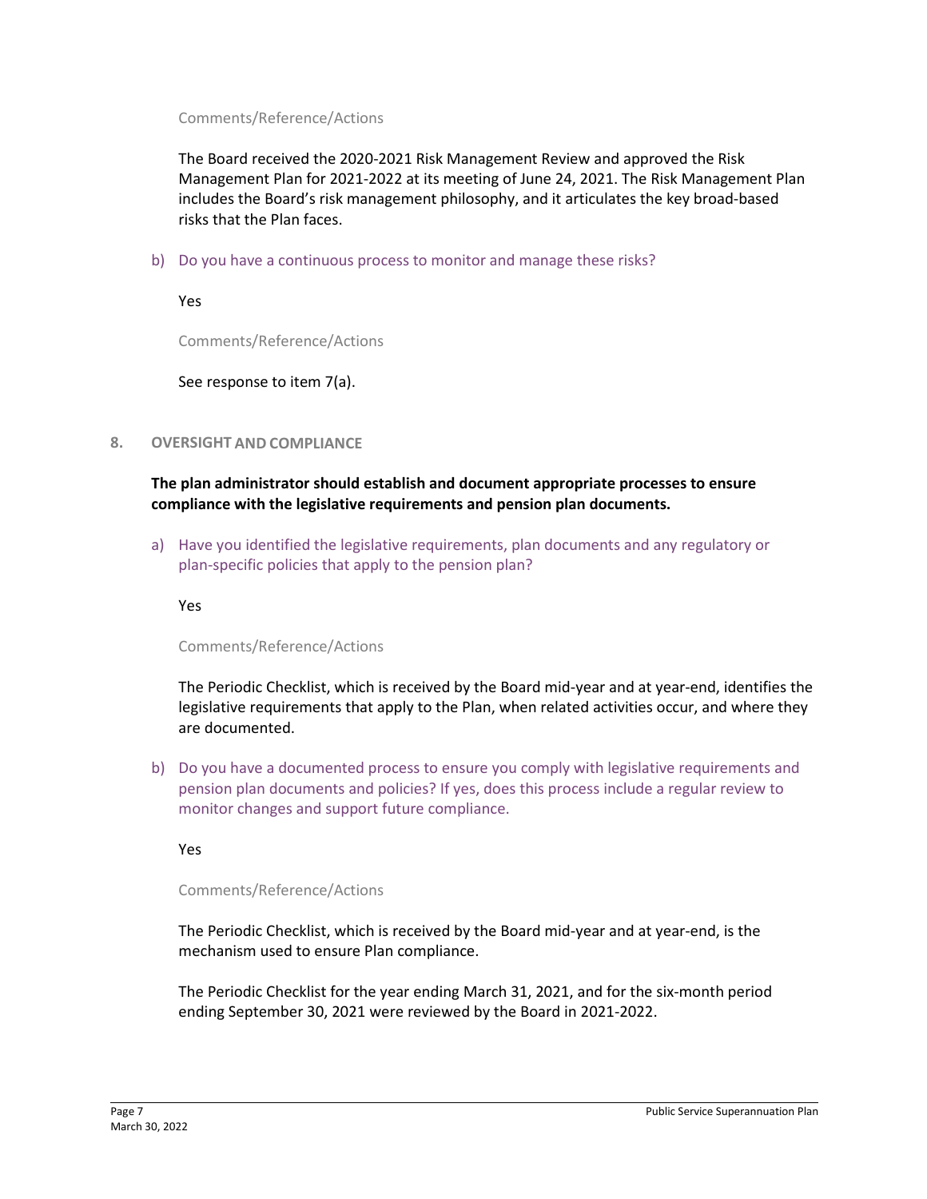Comments/Reference/Actions

The Board received the 2020-2021 Risk Management Review and approved the Risk Management Plan for 2021-2022 at its meeting of June 24, 2021. The Risk Management Plan includes the Board's risk management philosophy, and it articulates the key broad-based risks that the Plan faces.

b) Do you have a continuous process to monitor and manage these risks?

Yes

Comments/Reference/Actions

See response to item 7(a).

## 8. OVERSIGHT AND COMPLIANCE

**The plan administrator should establish and document appropriate processes to ensure compliance with the legislative requirements and pension plan documents.**

a) Have you identified the legislative requirements, plan documents and any regulatory or plan-specific policies that apply to the pension plan?

Yes

Comments/Reference/Actions

The Periodic Checklist, which is received by the Board mid-year and at year-end, identifies the legislative requirements that apply to the Plan, when related activities occur, and where they are documented.

b) Do you have a documented process to ensure you comply with legislative requirements and pension plan documents and policies? If yes, does this process include a regular review to monitor changes and support future compliance.

Yes

Comments/Reference/Actions

The Periodic Checklist, which is received by the Board mid-year and at year-end, is the mechanism used to ensure Plan compliance.

The Periodic Checklist for the year ending March 31, 2021, and for the six-month period ending September 30, 2021 were reviewed by the Board in 2021-2022.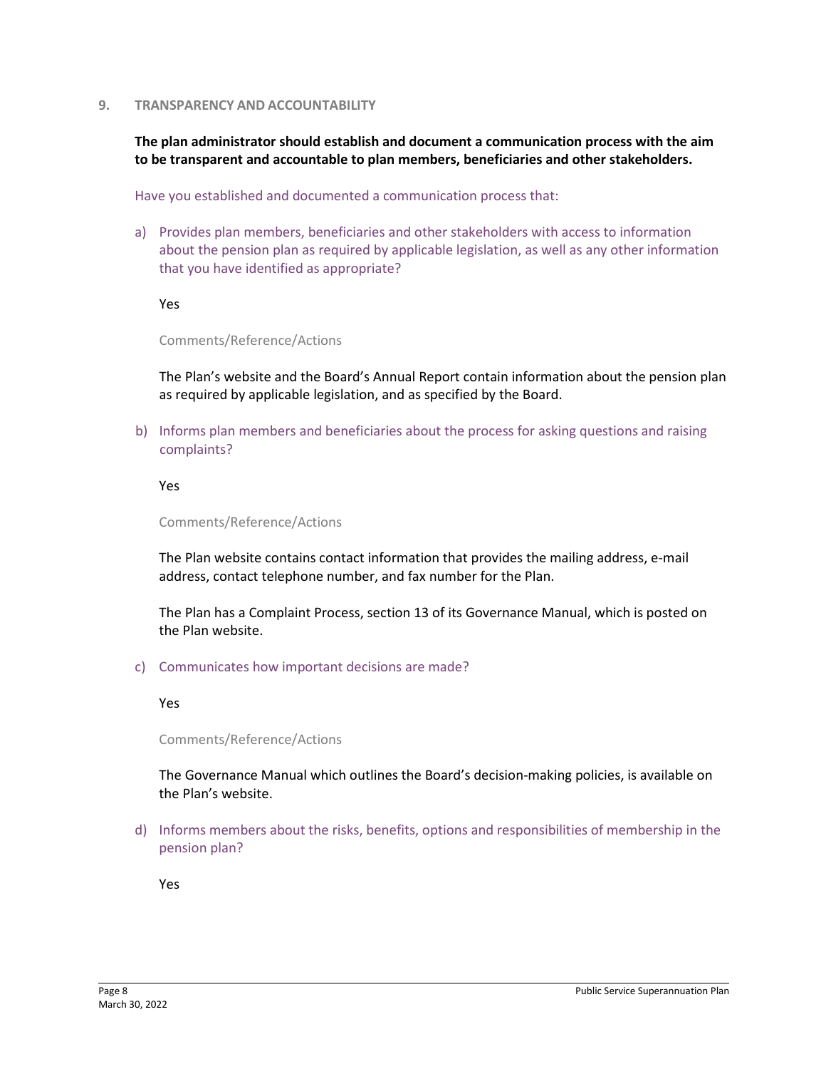## 9. TRANSPARENCY AND ACCOUNTABILITY

**The plan administrator should establish and document a communication process with the aim to be transparent and accountable to plan members, beneficiaries and other stakeholders.**

Have you established and documented a communication process that:

a) Provides plan members, beneficiaries and other stakeholders with access to information about the pension plan as required by applicable legislation, as well as any other information that you have identified as appropriate?

Yes

Comments/Reference/Actions

The Plan's website and the Board's Annual Report contain information about the pension plan as required by applicable legislation, and as specified by the Board.

b) Informs plan members and beneficiaries about the process for asking questions and raising complaints?

Yes

Comments/Reference/Actions

The Plan website contains contact information that provides the mailing address, e-mail address, contact telephone number, and fax number for the Plan.

The Plan has a Complaint Process, section 13 of its Governance Manual, which is posted on the Plan website.

c) Communicates how important decisions are made?

Yes

Comments/Reference/Actions

The Governance Manual which outlines the Board's decision-making policies, is available on the Plan's website.

d) Informs members about the risks, benefits, options and responsibilities of membership in the pension plan?

Yes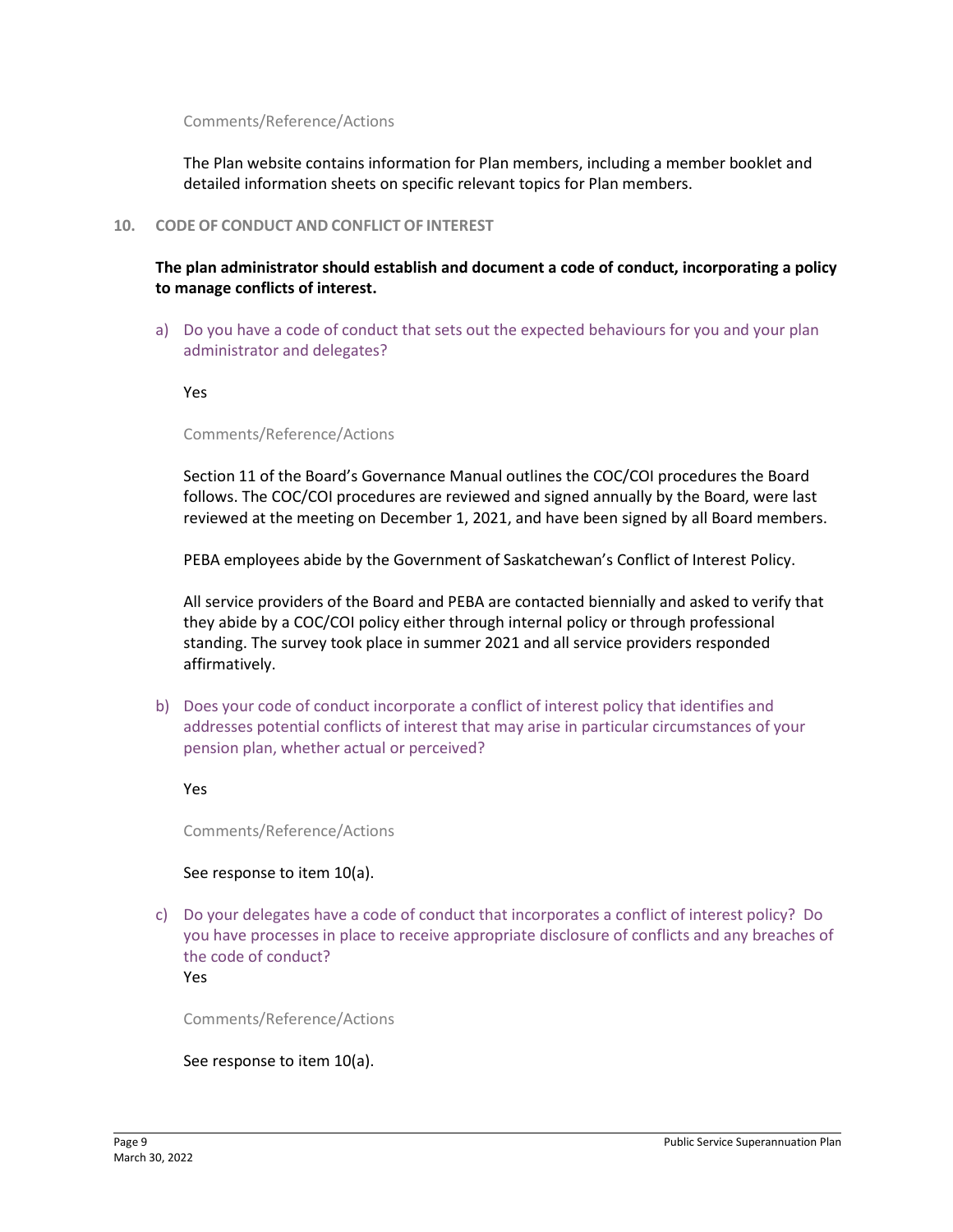Comments/Reference/Actions

The Plan website contains information for Plan members, including a member booklet and detailed information sheets on specific relevant topics for Plan members.

## 10. CODE OF CONDUCT AND CONFLICT OF INTEREST

**The plan administrator should establish and document a code of conduct, incorporating a policy to manage conflicts of interest.**

a) Do you have a code of conduct that sets out the expected behaviours for you and your plan administrator and delegates?

Yes

Comments/Reference/Actions

Section 11 of the Board's Governance Manual outlines the COC/COI procedures the Board follows. The COC/COI procedures are reviewed and signed annually by the Board, were last reviewed at the meeting on December 1, 2021, and have been signed by all Board members.

PEBA employees abide by the Government of Saskatchewan's Conflict of Interest Policy.

All service providers of the Board and PEBA are contacted biennially and asked to verify that they abide by a COC/COI policy either through internal policy or through professional standing. The survey took place in summer 2021 and all service providers responded affirmatively.

b) Does your code of conduct incorporate a conflict of interest policy that identifies and addresses potential conflicts of interest that may arise in particular circumstances of your pension plan, whether actual or perceived?

Yes

Comments/Reference/Actions

See response to item 10(a).

c) Do your delegates have a code of conduct that incorporates a conflict of interest policy? Do you have processes in place to receive appropriate disclosure of conflicts and any breaches of the code of conduct?

Yes

Comments/Reference/Actions

See response to item 10(a).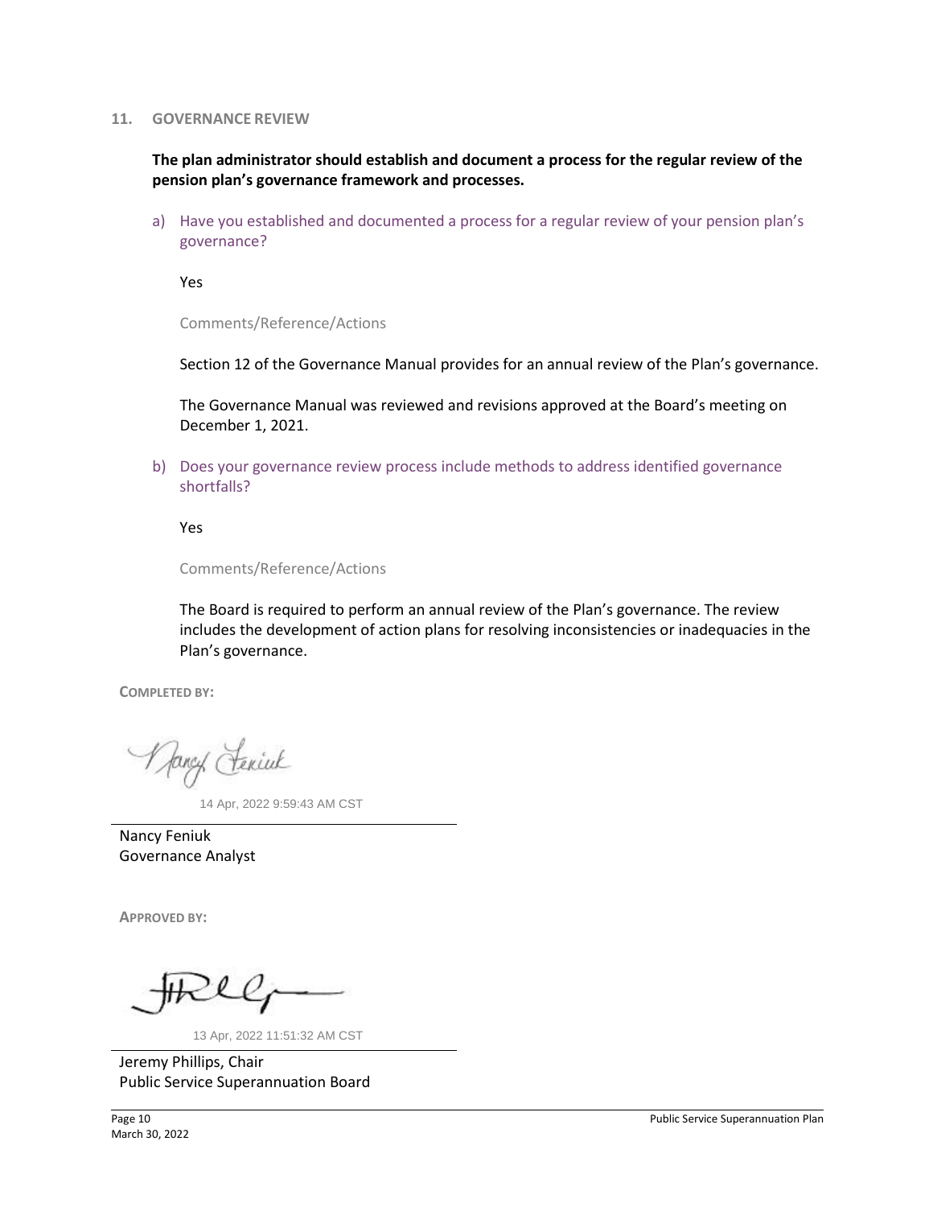## 11. GOVERNANCE REVIEW

**The plan administrator should establish and document a process for the regular review of the pension plan's governance framework and processes.**

a) Have you established and documented a process for a regular review of your pension plan's governance?

Yes

Comments/Reference/Actions

Section 12 of the Governance Manual provides for an annual review of the Plan's governance.

The Governance Manual was reviewed and revisions approved at the Board's meeting on December 1, 2021.

b) Does your governance review process include methods to address identified governance shortfalls?

Yes

Comments/Reference/Actions

The Board is required to perform an annual review of the Plan's governance. The review includes the development of action plans for resolving inconsistencies or inadequacies in the Plan's governance.

**COMPLETED BY:**

14 Apr, 2022 9:59:43 AM CST

Nancy Feniuk
Governance Analyst

**APPROVED BY:**

13 Apr, 2022 11:51:32 AM CST

Jeremy Phillips, Chair
Public Service Superannuation Board